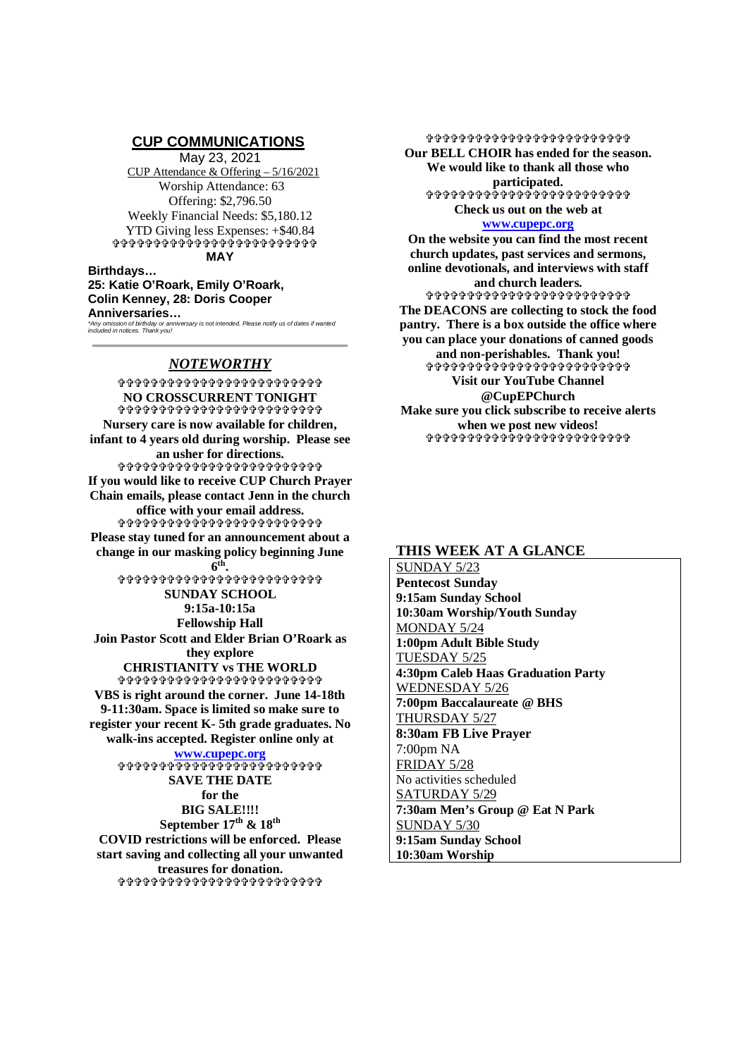# CUP COMMUNICATIONS

May 23, 2021

CUP Attendance & Offering – 5/16/2021

Worship Attendance: 63

Offering: $2,796.50

Weekly Financial Needs: $5,180.12

YTD Giving less Expenses: +$40.84

✞✞✞✞✞✞✞✞✞✞✞✞✞✞✞✞✞✞✞✞✞✞✞✞

**MAY**

**Birthdays…**

**25: Katie O'Roark, Emily O'Roark, Colin Kenney, 28: Doris Cooper**

**Anniversaries…**

*\*Any omission of birthday or anniversary is not intended. Please notify us of dates if wanted included in notices. Thank you!*

---

## *NOTEWORTHY*

✞✞✞✞✞✞✞✞✞✞✞✞✞✞✞✞✞✞✞✞✞✞✞✞

**NO CROSSCURRENT TONIGHT**

✞✞✞✞✞✞✞✞✞✞✞✞✞✞✞✞✞✞✞✞✞✞✞✞

**Nursery care is now available for children, infant to 4 years old during worship. Please see an usher for directions.**

✞✞✞✞✞✞✞✞✞✞✞✞✞✞✞✞✞✞✞✞✞✞✞✞

**If you would like to receive CUP Church Prayer Chain emails, please contact Jenn in the church office with your email address.**

✞✞✞✞✞✞✞✞✞✞✞✞✞✞✞✞✞✞✞✞✞✞✞✞

**Please stay tuned for an announcement about a change in our masking policy beginning June 6th.**

✞✞✞✞✞✞✞✞✞✞✞✞✞✞✞✞✞✞✞✞✞✞✞✞

**SUNDAY SCHOOL**
**9:15a-10:15a**
**Fellowship Hall**
**Join Pastor Scott and Elder Brian O'Roark as they explore**
**CHRISTIANITY vs THE WORLD**

✞✞✞✞✞✞✞✞✞✞✞✞✞✞✞✞✞✞✞✞✞✞✞✞

**VBS is right around the corner. June 14-18th 9-11:30am. Space is limited so make sure to register your recent K- 5th grade graduates. No walk-ins accepted. Register online only at [www.cupepc.org](www.cupepc.org)**

✞✞✞✞✞✞✞✞✞✞✞✞✞✞✞✞✞✞✞✞✞✞✞✞

**SAVE THE DATE**
**for the**
**BIG SALE!!!!**
**September 17th & 18th**
**COVID restrictions will be enforced. Please start saving and collecting all your unwanted treasures for donation.**

✞✞✞✞✞✞✞✞✞✞✞✞✞✞✞✞✞✞✞✞✞✞✞✞

✞✞✞✞✞✞✞✞✞✞✞✞✞✞✞✞✞✞✞✞✞✞✞✞

**Our BELL CHOIR has ended for the season. We would like to thank all those who participated.**

✞✞✞✞✞✞✞✞✞✞✞✞✞✞✞✞✞✞✞✞✞✞✞✞

**Check us out on the web at**
**[www.cupepc.org](www.cupepc.org)**
**On the website you can find the most recent church updates, past services and sermons, online devotionals, and interviews with staff and church leaders.**

✞✞✞✞✞✞✞✞✞✞✞✞✞✞✞✞✞✞✞✞✞✞✞✞

**The DEACONS are collecting to stock the food pantry. There is a box outside the office where you can place your donations of canned goods and non-perishables. Thank you!**

✞✞✞✞✞✞✞✞✞✞✞✞✞✞✞✞✞✞✞✞✞✞✞✞

**Visit our YouTube Channel**
**@CupEPChurch**
**Make sure you click subscribe to receive alerts when we post new videos!**

✞✞✞✞✞✞✞✞✞✞✞✞✞✞✞✞✞✞✞✞✞✞✞✞

## THIS WEEK AT A GLANCE

SUNDAY 5/23
**Pentecost Sunday**
**9:15am Sunday School**
**10:30am Worship/Youth Sunday**

MONDAY 5/24
**1:00pm Adult Bible Study**

TUESDAY 5/25
**4:30pm Caleb Haas Graduation Party**

WEDNESDAY 5/26
**7:00pm Baccalaureate @ BHS**

THURSDAY 5/27
**8:30am FB Live Prayer**
7:00pm NA

FRIDAY 5/28
No activities scheduled

SATURDAY 5/29
**7:30am Men's Group @ Eat N Park**

SUNDAY 5/30
**9:15am Sunday School**
**10:30am Worship**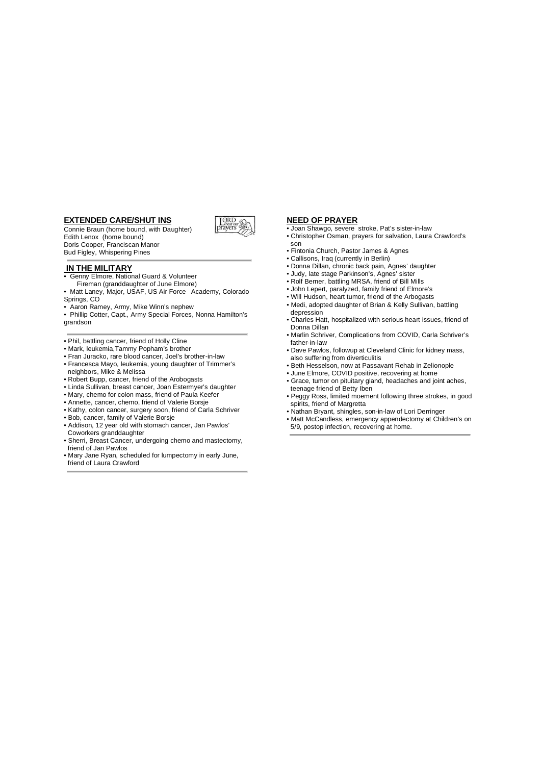## EXTENDED CARE/SHUT INS

Connie Braun (home bound, with Daughter)
Edith Lenox (home bound)
Doris Cooper, Franciscan Manor
Bud Figley, Whispering Pines

## IN THE MILITARY

- Genny Elmore, National Guard & Volunteer Fireman (granddaughter of June Elmore)
- Matt Laney, Major, USAF, US Air Force Academy, Colorado Springs, CO
- Aaron Ramey, Army, Mike Winn's nephew
- Phillip Cotter, Capt., Army Special Forces, Nonna Hamilton's grandson

---

- Phil, battling cancer, friend of Holly Cline
- Mark, leukemia,Tammy Popham's brother
- Fran Juracko, rare blood cancer, Joel's brother-in-law
- Francesca Mayo, leukemia, young daughter of Trimmer's neighbors, Mike & Melissa
- Robert Bupp, cancer, friend of the Arobogasts
- Linda Sullivan, breast cancer, Joan Estermyer's daughter
- Mary, chemo for colon mass, friend of Paula Keefer
- Annette, cancer, chemo, friend of Valerie Borsje
- Kathy, colon cancer, surgery soon, friend of Carla Schriver
- Bob, cancer, family of Valerie Borsje
- Addison, 12 year old with stomach cancer, Jan Pawlos' Coworkers granddaughter
- Sherri, Breast Cancer, undergoing chemo and mastectomy, friend of Jan Pawlos
- Mary Jane Ryan, scheduled for lumpectomy in early June, friend of Laura Crawford

## NEED OF PRAYER

- Joan Shawgo, severe stroke, Pat's sister-in-law
- Christopher Osman, prayers for salvation, Laura Crawford's son
- Fintonia Church, Pastor James & Agnes
- Callisons, Iraq (currently in Berlin)
- Donna Dillan, chronic back pain, Agnes' daughter
- Judy, late stage Parkinson's, Agnes' sister
- Rolf Berner, battling MRSA, friend of Bill Mills
- John Lepert, paralyzed, family friend of Elmore's
- Will Hudson, heart tumor, friend of the Arbogasts
- Medi, adopted daughter of Brian & Kelly Sullivan, battling depression
- Charles Hatt, hospitalized with serious heart issues, friend of Donna Dillan
- Marlin Schriver, Complications from COVID, Carla Schriver's father-in-law
- Dave Pawlos, followup at Cleveland Clinic for kidney mass, also suffering from diverticulitis
- Beth Hesselson, now at Passavant Rehab in Zelionople
- June Elmore, COVID positive, recovering at home
- Grace, tumor on pituitary gland, headaches and joint aches, teenage friend of Betty Iben
- Peggy Ross, limited moement following three strokes, in good spirits, friend of Margretta
- Nathan Bryant, shingles, son-in-law of Lori Derringer
- Matt McCandless, emergency appendectomy at Children's on 5/9, postop infection, recovering at home.